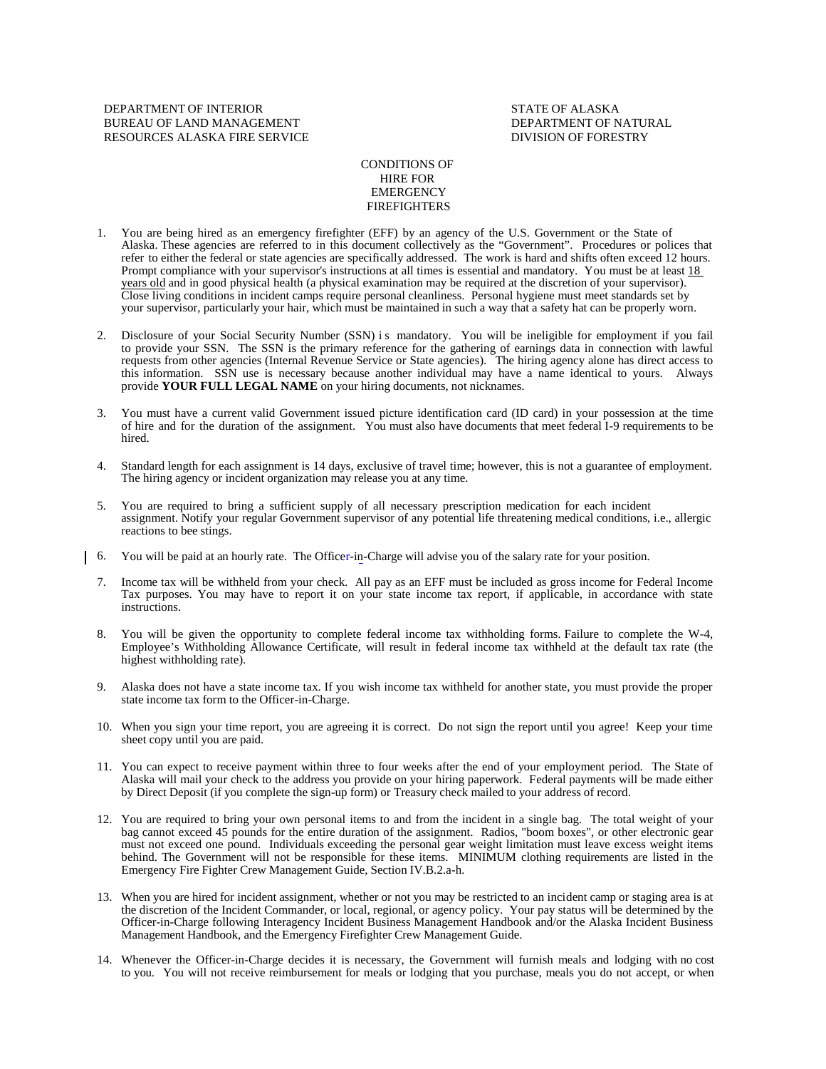DEPARTMENT OF INTERIOR
BUREAU OF LAND MANAGEMENT
RESOURCES ALASKA FIRE SERVICE

STATE OF ALASKA
DEPARTMENT OF NATURAL
DIVISION OF FORESTRY

# CONDITIONS OF HIRE FOR EMERGENCY FIREFIGHTERS

1. You are being hired as an emergency firefighter (EFF) by an agency of the U.S. Government or the State of Alaska. These agencies are referred to in this document collectively as the "Government". Procedures or polices that refer to either the federal or state agencies are specifically addressed. The work is hard and shifts often exceed 12 hours. Prompt compliance with your supervisor's instructions at all times is essential and mandatory. You must be at least 18 years old and in good physical health (a physical examination may be required at the discretion of your supervisor). Close living conditions in incident camps require personal cleanliness. Personal hygiene must meet standards set by your supervisor, particularly your hair, which must be maintained in such a way that a safety hat can be properly worn.

2. Disclosure of your Social Security Number (SSN) is mandatory. You will be ineligible for employment if you fail to provide your SSN. The SSN is the primary reference for the gathering of earnings data in connection with lawful requests from other agencies (Internal Revenue Service or State agencies). The hiring agency alone has direct access to this information. SSN use is necessary because another individual may have a name identical to yours. Always provide **YOUR FULL LEGAL NAME** on your hiring documents, not nicknames.

3. You must have a current valid Government issued picture identification card (ID card) in your possession at the time of hire and for the duration of the assignment. You must also have documents that meet federal I-9 requirements to be hired.

4. Standard length for each assignment is 14 days, exclusive of travel time; however, this is not a guarantee of employment. The hiring agency or incident organization may release you at any time.

5. You are required to bring a sufficient supply of all necessary prescription medication for each incident assignment. Notify your regular Government supervisor of any potential life threatening medical conditions, i.e., allergic reactions to bee stings.

6. You will be paid at an hourly rate. The Officer-in-Charge will advise you of the salary rate for your position.

7. Income tax will be withheld from your check. All pay as an EFF must be included as gross income for Federal Income Tax purposes. You may have to report it on your state income tax report, if applicable, in accordance with state instructions.

8. You will be given the opportunity to complete federal income tax withholding forms. Failure to complete the W-4, Employee's Withholding Allowance Certificate, will result in federal income tax withheld at the default tax rate (the highest withholding rate).

9. Alaska does not have a state income tax. If you wish income tax withheld for another state, you must provide the proper state income tax form to the Officer-in-Charge.

10. When you sign your time report, you are agreeing it is correct. Do not sign the report until you agree! Keep your time sheet copy until you are paid.

11. You can expect to receive payment within three to four weeks after the end of your employment period. The State of Alaska will mail your check to the address you provide on your hiring paperwork. Federal payments will be made either by Direct Deposit (if you complete the sign-up form) or Treasury check mailed to your address of record.

12. You are required to bring your own personal items to and from the incident in a single bag. The total weight of your bag cannot exceed 45 pounds for the entire duration of the assignment. Radios, "boom boxes", or other electronic gear must not exceed one pound. Individuals exceeding the personal gear weight limitation must leave excess weight items behind. The Government will not be responsible for these items. MINIMUM clothing requirements are listed in the Emergency Fire Fighter Crew Management Guide, Section IV.B.2.a-h.

13. When you are hired for incident assignment, whether or not you may be restricted to an incident camp or staging area is at the discretion of the Incident Commander, or local, regional, or agency policy. Your pay status will be determined by the Officer-in-Charge following Interagency Incident Business Management Handbook and/or the Alaska Incident Business Management Handbook, and the Emergency Firefighter Crew Management Guide.

14. Whenever the Officer-in-Charge decides it is necessary, the Government will furnish meals and lodging with no cost to you. You will not receive reimbursement for meals or lodging that you purchase, meals you do not accept, or when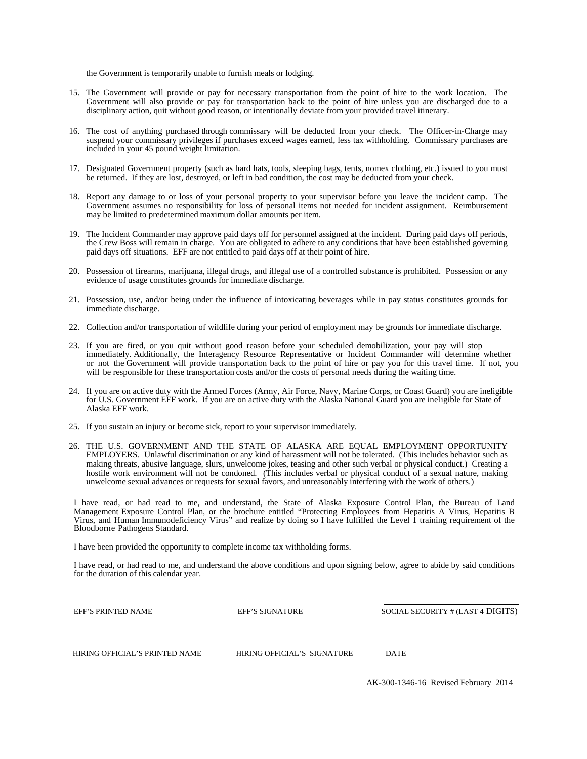the Government is temporarily unable to furnish meals or lodging.

15. The Government will provide or pay for necessary transportation from the point of hire to the work location. The Government will also provide or pay for transportation back to the point of hire unless you are discharged due to a disciplinary action, quit without good reason, or intentionally deviate from your provided travel itinerary.

16. The cost of anything purchased through commissary will be deducted from your check. The Officer-in-Charge may suspend your commissary privileges if purchases exceed wages earned, less tax withholding. Commissary purchases are included in your 45 pound weight limitation.

17. Designated Government property (such as hard hats, tools, sleeping bags, tents, nomex clothing, etc.) issued to you must be returned. If they are lost, destroyed, or left in bad condition, the cost may be deducted from your check.

18. Report any damage to or loss of your personal property to your supervisor before you leave the incident camp. The Government assumes no responsibility for loss of personal items not needed for incident assignment. Reimbursement may be limited to predetermined maximum dollar amounts per item.

19. The Incident Commander may approve paid days off for personnel assigned at the incident. During paid days off periods, the Crew Boss will remain in charge. You are obligated to adhere to any conditions that have been established governing paid days off situations. EFF are not entitled to paid days off at their point of hire.

20. Possession of firearms, marijuana, illegal drugs, and illegal use of a controlled substance is prohibited. Possession or any evidence of usage constitutes grounds for immediate discharge.

21. Possession, use, and/or being under the influence of intoxicating beverages while in pay status constitutes grounds for immediate discharge.

22. Collection and/or transportation of wildlife during your period of employment may be grounds for immediate discharge.

23. If you are fired, or you quit without good reason before your scheduled demobilization, your pay will stop immediately. Additionally, the Interagency Resource Representative or Incident Commander will determine whether or not the Government will provide transportation back to the point of hire or pay you for this travel time. If not, you will be responsible for these transportation costs and/or the costs of personal needs during the waiting time.

24. If you are on active duty with the Armed Forces (Army, Air Force, Navy, Marine Corps, or Coast Guard) you are ineligible for U.S. Government EFF work. If you are on active duty with the Alaska National Guard you are ineligible for State of Alaska EFF work.

25. If you sustain an injury or become sick, report to your supervisor immediately.

26. THE U.S. GOVERNMENT AND THE STATE OF ALASKA ARE EQUAL EMPLOYMENT OPPORTUNITY EMPLOYERS. Unlawful discrimination or any kind of harassment will not be tolerated. (This includes behavior such as making threats, abusive language, slurs, unwelcome jokes, teasing and other such verbal or physical conduct.) Creating a hostile work environment will not be condoned. (This includes verbal or physical conduct of a sexual nature, making unwelcome sexual advances or requests for sexual favors, and unreasonably interfering with the work of others.)

I have read, or had read to me, and understand, the State of Alaska Exposure Control Plan, the Bureau of Land Management Exposure Control Plan, or the brochure entitled "Protecting Employees from Hepatitis A Virus, Hepatitis B Virus, and Human Immunodeficiency Virus" and realize by doing so I have fulfilled the Level 1 training requirement of the Bloodborne Pathogens Standard.

I have been provided the opportunity to complete income tax withholding forms.

I have read, or had read to me, and understand the above conditions and upon signing below, agree to abide by said conditions for the duration of this calendar year.

| | | |
|---|---|---|
| EFF'S PRINTED NAME | EFF'S SIGNATURE | SOCIAL SECURITY # (LAST 4 DIGITS) |
| HIRING OFFICIAL'S PRINTED NAME | HIRING OFFICIAL'S SIGNATURE | DATE |

AK-300-1346-16 Revised February 2014